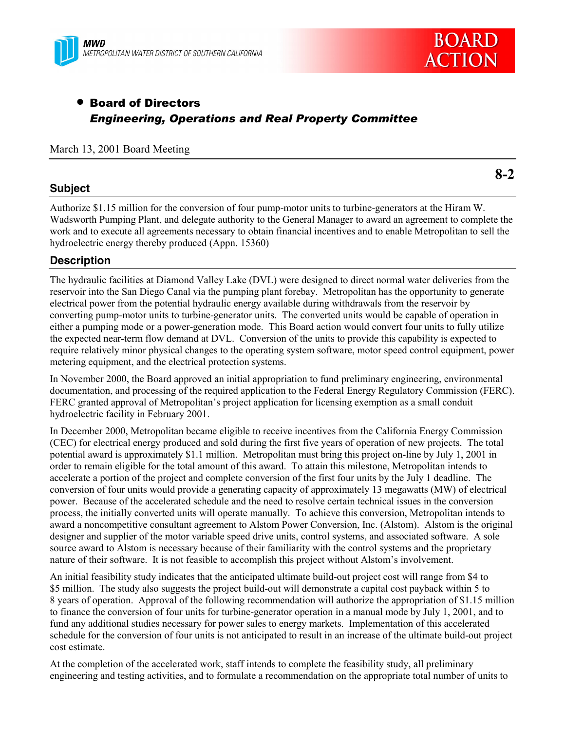MWD
METROPOLITAN WATER DISTRICT OF SOUTHERN CALIFORNIA

**BOARD ACTION**

- **Board of Directors**
  ***Engineering, Operations and Real Property Committee***

March 13, 2001 Board Meeting

**8-2**

## Subject

Authorize $1.15 million for the conversion of four pump-motor units to turbine-generators at the Hiram W. Wadsworth Pumping Plant, and delegate authority to the General Manager to award an agreement to complete the work and to execute all agreements necessary to obtain financial incentives and to enable Metropolitan to sell the hydroelectric energy thereby produced (Appn. 15360)

## Description

The hydraulic facilities at Diamond Valley Lake (DVL) were designed to direct normal water deliveries from the reservoir into the San Diego Canal via the pumping plant forebay. Metropolitan has the opportunity to generate electrical power from the potential hydraulic energy available during withdrawals from the reservoir by converting pump-motor units to turbine-generator units. The converted units would be capable of operation in either a pumping mode or a power-generation mode. This Board action would convert four units to fully utilize the expected near-term flow demand at DVL. Conversion of the units to provide this capability is expected to require relatively minor physical changes to the operating system software, motor speed control equipment, power metering equipment, and the electrical protection systems.

In November 2000, the Board approved an initial appropriation to fund preliminary engineering, environmental documentation, and processing of the required application to the Federal Energy Regulatory Commission (FERC). FERC granted approval of Metropolitan's project application for licensing exemption as a small conduit hydroelectric facility in February 2001.

In December 2000, Metropolitan became eligible to receive incentives from the California Energy Commission (CEC) for electrical energy produced and sold during the first five years of operation of new projects. The total potential award is approximately $1.1 million. Metropolitan must bring this project on-line by July 1, 2001 in order to remain eligible for the total amount of this award. To attain this milestone, Metropolitan intends to accelerate a portion of the project and complete conversion of the first four units by the July 1 deadline. The conversion of four units would provide a generating capacity of approximately 13 megawatts (MW) of electrical power. Because of the accelerated schedule and the need to resolve certain technical issues in the conversion process, the initially converted units will operate manually. To achieve this conversion, Metropolitan intends to award a noncompetitive consultant agreement to Alstom Power Conversion, Inc. (Alstom). Alstom is the original designer and supplier of the motor variable speed drive units, control systems, and associated software. A sole source award to Alstom is necessary because of their familiarity with the control systems and the proprietary nature of their software. It is not feasible to accomplish this project without Alstom's involvement.

An initial feasibility study indicates that the anticipated ultimate build-out project cost will range from $4 to $5 million. The study also suggests the project build-out will demonstrate a capital cost payback within 5 to 8 years of operation. Approval of the following recommendation will authorize the appropriation of $1.15 million to finance the conversion of four units for turbine-generator operation in a manual mode by July 1, 2001, and to fund any additional studies necessary for power sales to energy markets. Implementation of this accelerated schedule for the conversion of four units is not anticipated to result in an increase of the ultimate build-out project cost estimate.

At the completion of the accelerated work, staff intends to complete the feasibility study, all preliminary engineering and testing activities, and to formulate a recommendation on the appropriate total number of units to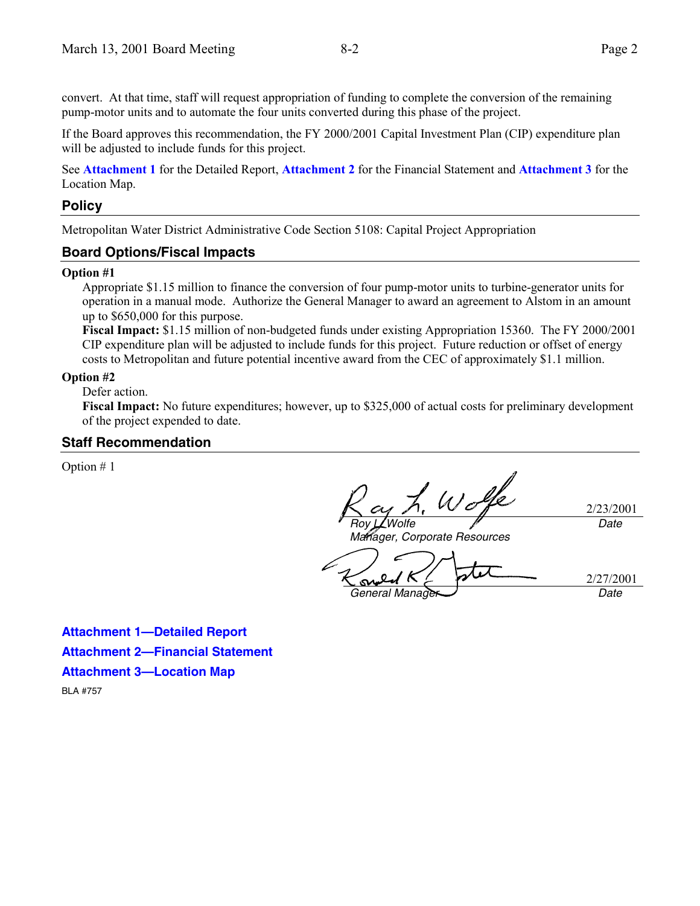convert. At that time, staff will request appropriation of funding to complete the conversion of the remaining pump-motor units and to automate the four units converted during this phase of the project.

If the Board approves this recommendation, the FY 2000/2001 Capital Investment Plan (CIP) expenditure plan will be adjusted to include funds for this project.

See **Attachment 1** for the Detailed Report, **Attachment 2** for the Financial Statement and **Attachment 3** for the Location Map.

## Policy

Metropolitan Water District Administrative Code Section 5108: Capital Project Appropriation

## Board Options/Fiscal Impacts

**Option #1**

Appropriate $1.15 million to finance the conversion of four pump-motor units to turbine-generator units for operation in a manual mode. Authorize the General Manager to award an agreement to Alstom in an amount up to $650,000 for this purpose.

**Fiscal Impact:** $1.15 million of non-budgeted funds under existing Appropriation 15360. The FY 2000/2001 CIP expenditure plan will be adjusted to include funds for this project. Future reduction or offset of energy costs to Metropolitan and future potential incentive award from the CEC of approximately $1.1 million.

**Option #2**

Defer action.

**Fiscal Impact:** No future expenditures; however, up to $325,000 of actual costs for preliminary development of the project expended to date.

## Staff Recommendation

Option # 1

Roy L. Wolfe
*Manager, Corporate Resources*
2/23/2001
*Date*

Ronald R. Gastelum
*General Manager*
2/27/2001
*Date*

**Attachment 1—Detailed Report**

**Attachment 2—Financial Statement**

**Attachment 3—Location Map**

BLA #757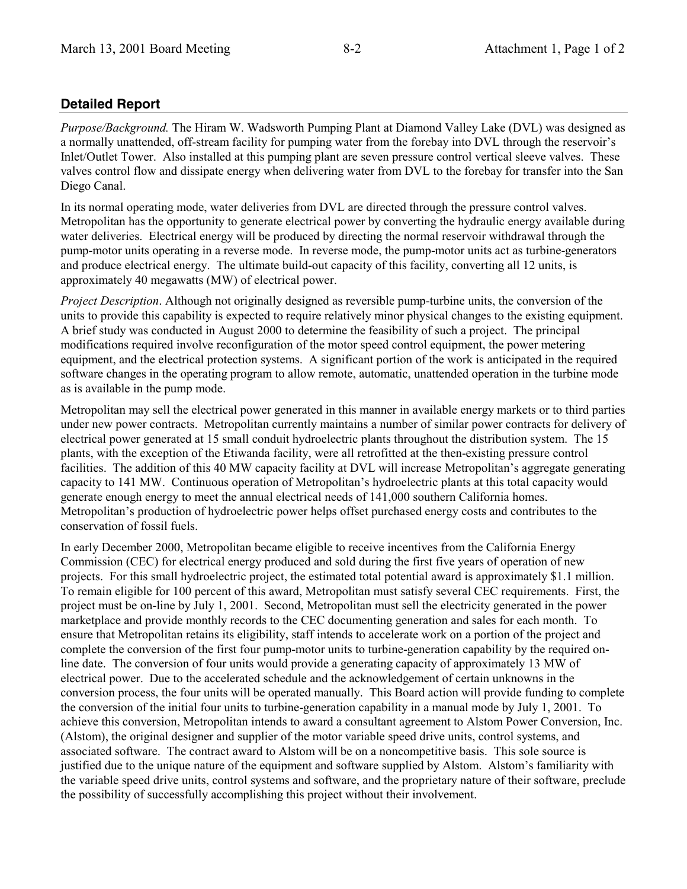## Detailed Report

*Purpose/Background.* The Hiram W. Wadsworth Pumping Plant at Diamond Valley Lake (DVL) was designed as a normally unattended, off-stream facility for pumping water from the forebay into DVL through the reservoir's Inlet/Outlet Tower. Also installed at this pumping plant are seven pressure control vertical sleeve valves. These valves control flow and dissipate energy when delivering water from DVL to the forebay for transfer into the San Diego Canal.

In its normal operating mode, water deliveries from DVL are directed through the pressure control valves. Metropolitan has the opportunity to generate electrical power by converting the hydraulic energy available during water deliveries. Electrical energy will be produced by directing the normal reservoir withdrawal through the pump-motor units operating in a reverse mode. In reverse mode, the pump-motor units act as turbine-generators and produce electrical energy. The ultimate build-out capacity of this facility, converting all 12 units, is approximately 40 megawatts (MW) of electrical power.

*Project Description*. Although not originally designed as reversible pump-turbine units, the conversion of the units to provide this capability is expected to require relatively minor physical changes to the existing equipment. A brief study was conducted in August 2000 to determine the feasibility of such a project. The principal modifications required involve reconfiguration of the motor speed control equipment, the power metering equipment, and the electrical protection systems. A significant portion of the work is anticipated in the required software changes in the operating program to allow remote, automatic, unattended operation in the turbine mode as is available in the pump mode.

Metropolitan may sell the electrical power generated in this manner in available energy markets or to third parties under new power contracts. Metropolitan currently maintains a number of similar power contracts for delivery of electrical power generated at 15 small conduit hydroelectric plants throughout the distribution system. The 15 plants, with the exception of the Etiwanda facility, were all retrofitted at the then-existing pressure control facilities. The addition of this 40 MW capacity facility at DVL will increase Metropolitan's aggregate generating capacity to 141 MW. Continuous operation of Metropolitan's hydroelectric plants at this total capacity would generate enough energy to meet the annual electrical needs of 141,000 southern California homes. Metropolitan's production of hydroelectric power helps offset purchased energy costs and contributes to the conservation of fossil fuels.

In early December 2000, Metropolitan became eligible to receive incentives from the California Energy Commission (CEC) for electrical energy produced and sold during the first five years of operation of new projects. For this small hydroelectric project, the estimated total potential award is approximately $1.1 million. To remain eligible for 100 percent of this award, Metropolitan must satisfy several CEC requirements. First, the project must be on-line by July 1, 2001. Second, Metropolitan must sell the electricity generated in the power marketplace and provide monthly records to the CEC documenting generation and sales for each month. To ensure that Metropolitan retains its eligibility, staff intends to accelerate work on a portion of the project and complete the conversion of the first four pump-motor units to turbine-generation capability by the required on-line date. The conversion of four units would provide a generating capacity of approximately 13 MW of electrical power. Due to the accelerated schedule and the acknowledgement of certain unknowns in the conversion process, the four units will be operated manually. This Board action will provide funding to complete the conversion of the initial four units to turbine-generation capability in a manual mode by July 1, 2001. To achieve this conversion, Metropolitan intends to award a consultant agreement to Alstom Power Conversion, Inc. (Alstom), the original designer and supplier of the motor variable speed drive units, control systems, and associated software. The contract award to Alstom will be on a noncompetitive basis. This sole source is justified due to the unique nature of the equipment and software supplied by Alstom. Alstom's familiarity with the variable speed drive units, control systems and software, and the proprietary nature of their software, preclude the possibility of successfully accomplishing this project without their involvement.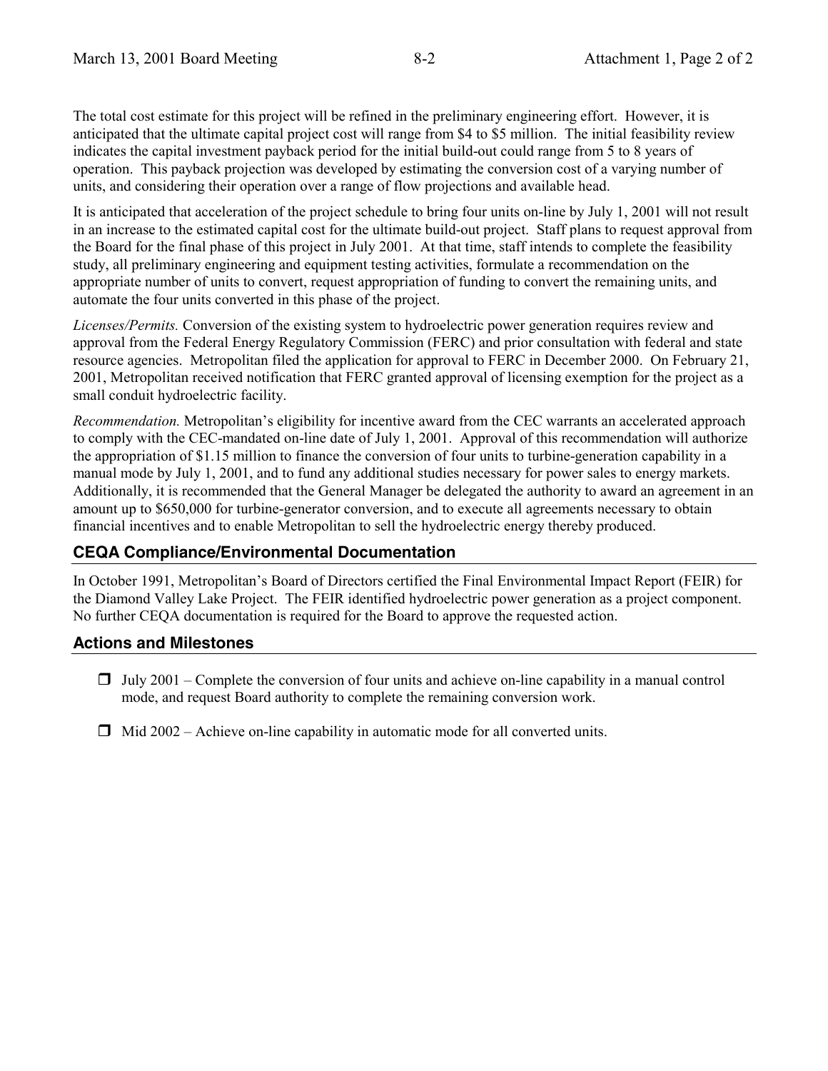The total cost estimate for this project will be refined in the preliminary engineering effort. However, it is anticipated that the ultimate capital project cost will range from $4 to $5 million. The initial feasibility review indicates the capital investment payback period for the initial build-out could range from 5 to 8 years of operation. This payback projection was developed by estimating the conversion cost of a varying number of units, and considering their operation over a range of flow projections and available head.

It is anticipated that acceleration of the project schedule to bring four units on-line by July 1, 2001 will not result in an increase to the estimated capital cost for the ultimate build-out project. Staff plans to request approval from the Board for the final phase of this project in July 2001. At that time, staff intends to complete the feasibility study, all preliminary engineering and equipment testing activities, formulate a recommendation on the appropriate number of units to convert, request appropriation of funding to convert the remaining units, and automate the four units converted in this phase of the project.

*Licenses/Permits.* Conversion of the existing system to hydroelectric power generation requires review and approval from the Federal Energy Regulatory Commission (FERC) and prior consultation with federal and state resource agencies. Metropolitan filed the application for approval to FERC in December 2000. On February 21, 2001, Metropolitan received notification that FERC granted approval of licensing exemption for the project as a small conduit hydroelectric facility.

*Recommendation.* Metropolitan's eligibility for incentive award from the CEC warrants an accelerated approach to comply with the CEC-mandated on-line date of July 1, 2001. Approval of this recommendation will authorize the appropriation of $1.15 million to finance the conversion of four units to turbine-generation capability in a manual mode by July 1, 2001, and to fund any additional studies necessary for power sales to energy markets. Additionally, it is recommended that the General Manager be delegated the authority to award an agreement in an amount up to $650,000 for turbine-generator conversion, and to execute all agreements necessary to obtain financial incentives and to enable Metropolitan to sell the hydroelectric energy thereby produced.

## CEQA Compliance/Environmental Documentation

In October 1991, Metropolitan's Board of Directors certified the Final Environmental Impact Report (FEIR) for the Diamond Valley Lake Project. The FEIR identified hydroelectric power generation as a project component. No further CEQA documentation is required for the Board to approve the requested action.

## Actions and Milestones

- July 2001 – Complete the conversion of four units and achieve on-line capability in a manual control mode, and request Board authority to complete the remaining conversion work.
- Mid 2002 – Achieve on-line capability in automatic mode for all converted units.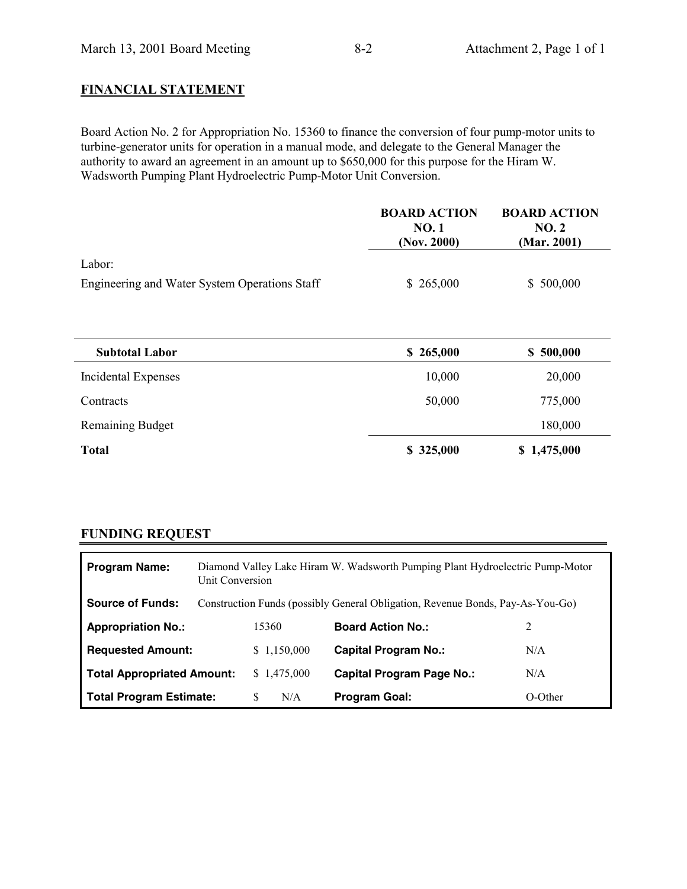## FINANCIAL STATEMENT

Board Action No. 2 for Appropriation No. 15360 to finance the conversion of four pump-motor units to turbine-generator units for operation in a manual mode, and delegate to the General Manager the authority to award an agreement in an amount up to $650,000 for this purpose for the Hiram W. Wadsworth Pumping Plant Hydroelectric Pump-Motor Unit Conversion.

| | BOARD ACTION NO. 1 (Nov. 2000) | BOARD ACTION NO. 2 (Mar. 2001) |
|---|---|---|
| Labor: | | |
| Engineering and Water System Operations Staff | $ 265,000 | $ 500,000 |
| **Subtotal Labor** | **$ 265,000** | **$ 500,000** |
| Incidental Expenses | 10,000 | 20,000 |
| Contracts | 50,000 | 775,000 |
| Remaining Budget | | 180,000 |
| **Total** | **$ 325,000** | **$ 1,475,000** |

## FUNDING REQUEST

| | | | |
|---|---|---|---|
| **Program Name:** | Diamond Valley Lake Hiram W. Wadsworth Pumping Plant Hydroelectric Pump-Motor Unit Conversion | | |
| **Source of Funds:** | Construction Funds (possibly General Obligation, Revenue Bonds, Pay-As-You-Go) | | |
| **Appropriation No.:** | 15360 | **Board Action No.:** | 2 |
| **Requested Amount:** | $ 1,150,000 | **Capital Program No.:** | N/A |
| **Total Appropriated Amount:** | $ 1,475,000 | **Capital Program Page No.:** | N/A |
| **Total Program Estimate:** | $ N/A | **Program Goal:** | O-Other |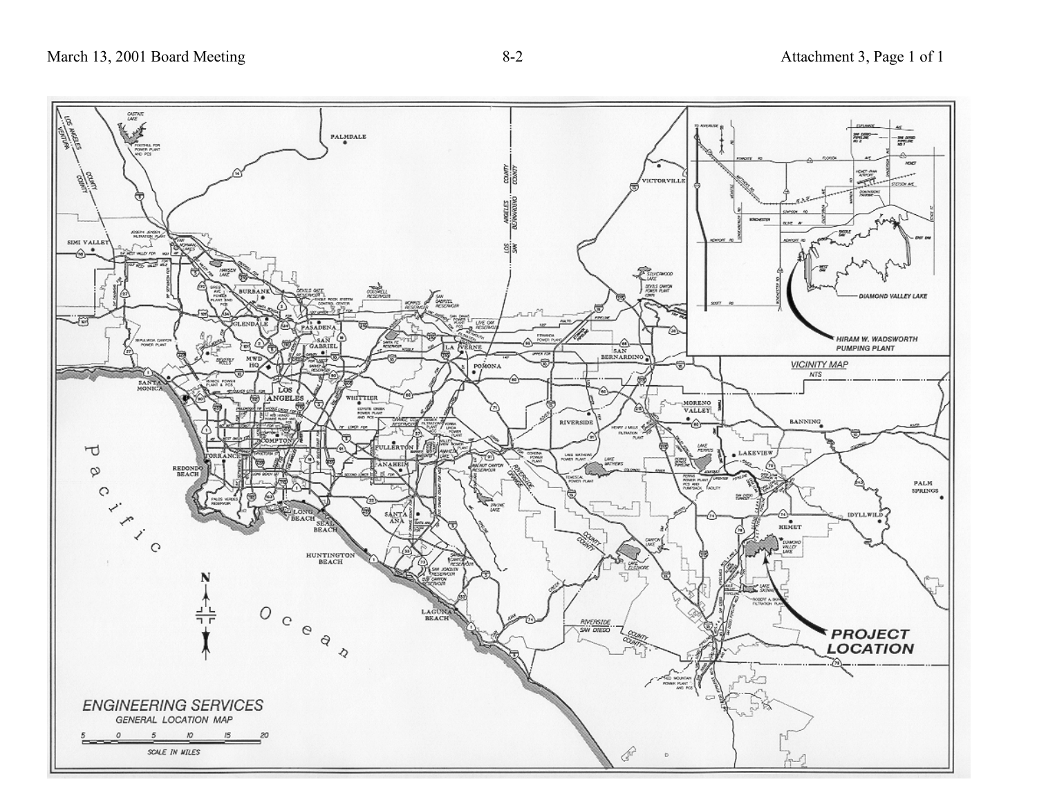ENGINEERING SERVICES

GENERAL LOCATION MAP

PROJECT LOCATION

VICINITY MAP

NTS

DIAMOND VALLEY LAKE

HIRAM W. WADSWORTH PUMPING PLANT

SCALE IN MILES